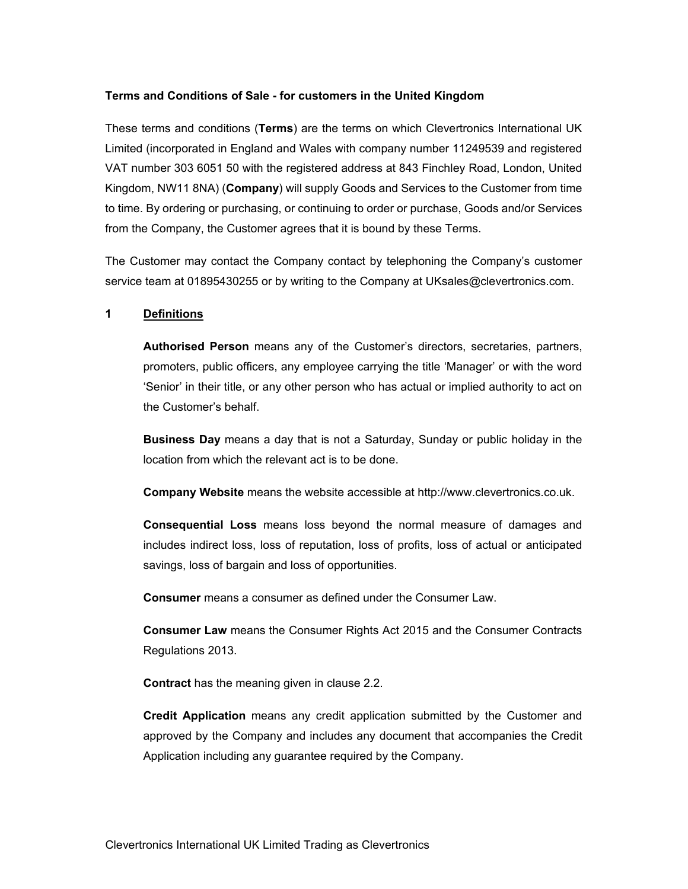**Terms and Conditions of Sale - for customers in the United Kingdom**

These terms and conditions (**Terms**) are the terms on which Clevertronics International UK Limited (incorporated in England and Wales with company number 11249539 and registered VAT number 303 6051 50 with the registered address at 843 Finchley Road, London, United Kingdom, NW11 8NA) (**Company**) will supply Goods and Services to the Customer from time to time. By ordering or purchasing, or continuing to order or purchase, Goods and/or Services from the Company, the Customer agrees that it is bound by these Terms.

The Customer may contact the Company contact by telephoning the Company's customer service team at 01895430255 or by writing to the Company at UKsales@clevertronics.com.

## 1 Definitions

**Authorised Person** means any of the Customer's directors, secretaries, partners, promoters, public officers, any employee carrying the title 'Manager' or with the word 'Senior' in their title, or any other person who has actual or implied authority to act on the Customer's behalf.

**Business Day** means a day that is not a Saturday, Sunday or public holiday in the location from which the relevant act is to be done.

**Company Website** means the website accessible at http://www.clevertronics.co.uk.

**Consequential Loss** means loss beyond the normal measure of damages and includes indirect loss, loss of reputation, loss of profits, loss of actual or anticipated savings, loss of bargain and loss of opportunities.

**Consumer** means a consumer as defined under the Consumer Law.

**Consumer Law** means the Consumer Rights Act 2015 and the Consumer Contracts Regulations 2013.

**Contract** has the meaning given in clause 2.2.

**Credit Application** means any credit application submitted by the Customer and approved by the Company and includes any document that accompanies the Credit Application including any guarantee required by the Company.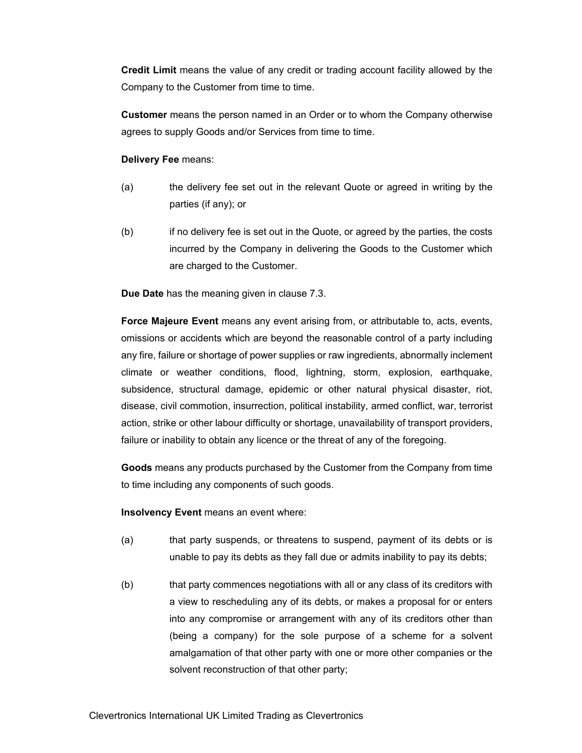**Credit Limit** means the value of any credit or trading account facility allowed by the Company to the Customer from time to time.

**Customer** means the person named in an Order or to whom the Company otherwise agrees to supply Goods and/or Services from time to time.

**Delivery Fee** means:

(a) the delivery fee set out in the relevant Quote or agreed in writing by the parties (if any); or

(b) if no delivery fee is set out in the Quote, or agreed by the parties, the costs incurred by the Company in delivering the Goods to the Customer which are charged to the Customer.

**Due Date** has the meaning given in clause 7.3.

**Force Majeure Event** means any event arising from, or attributable to, acts, events, omissions or accidents which are beyond the reasonable control of a party including any fire, failure or shortage of power supplies or raw ingredients, abnormally inclement climate or weather conditions, flood, lightning, storm, explosion, earthquake, subsidence, structural damage, epidemic or other natural physical disaster, riot, disease, civil commotion, insurrection, political instability, armed conflict, war, terrorist action, strike or other labour difficulty or shortage, unavailability of transport providers, failure or inability to obtain any licence or the threat of any of the foregoing.

**Goods** means any products purchased by the Customer from the Company from time to time including any components of such goods.

**Insolvency Event** means an event where:

(a) that party suspends, or threatens to suspend, payment of its debts or is unable to pay its debts as they fall due or admits inability to pay its debts;

(b) that party commences negotiations with all or any class of its creditors with a view to rescheduling any of its debts, or makes a proposal for or enters into any compromise or arrangement with any of its creditors other than (being a company) for the sole purpose of a scheme for a solvent amalgamation of that other party with one or more other companies or the solvent reconstruction of that other party;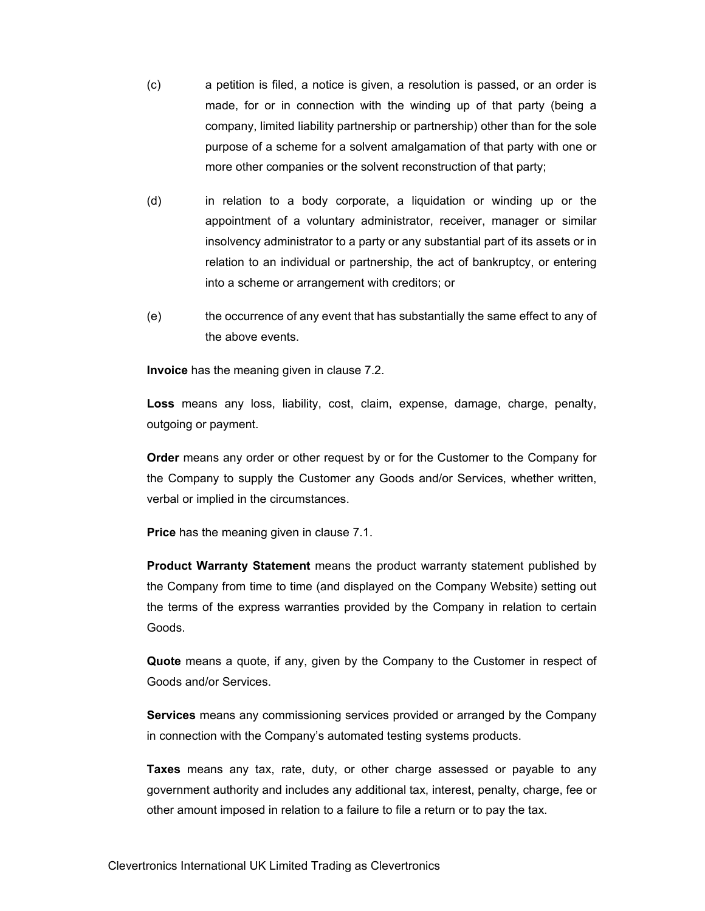(c) a petition is filed, a notice is given, a resolution is passed, or an order is made, for or in connection with the winding up of that party (being a company, limited liability partnership or partnership) other than for the sole purpose of a scheme for a solvent amalgamation of that party with one or more other companies or the solvent reconstruction of that party;

(d) in relation to a body corporate, a liquidation or winding up or the appointment of a voluntary administrator, receiver, manager or similar insolvency administrator to a party or any substantial part of its assets or in relation to an individual or partnership, the act of bankruptcy, or entering into a scheme or arrangement with creditors; or

(e) the occurrence of any event that has substantially the same effect to any of the above events.

**Invoice** has the meaning given in clause 7.2.

**Loss** means any loss, liability, cost, claim, expense, damage, charge, penalty, outgoing or payment.

**Order** means any order or other request by or for the Customer to the Company for the Company to supply the Customer any Goods and/or Services, whether written, verbal or implied in the circumstances.

**Price** has the meaning given in clause 7.1.

**Product Warranty Statement** means the product warranty statement published by the Company from time to time (and displayed on the Company Website) setting out the terms of the express warranties provided by the Company in relation to certain Goods.

**Quote** means a quote, if any, given by the Company to the Customer in respect of Goods and/or Services.

**Services** means any commissioning services provided or arranged by the Company in connection with the Company's automated testing systems products.

**Taxes** means any tax, rate, duty, or other charge assessed or payable to any government authority and includes any additional tax, interest, penalty, charge, fee or other amount imposed in relation to a failure to file a return or to pay the tax.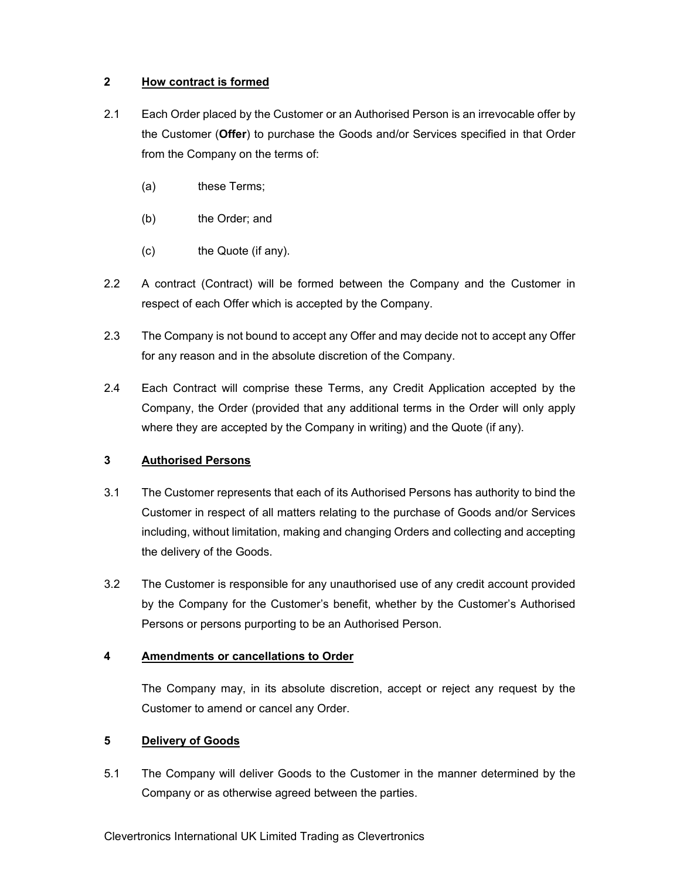## 2 How contract is formed

2.1 Each Order placed by the Customer or an Authorised Person is an irrevocable offer by the Customer (**Offer**) to purchase the Goods and/or Services specified in that Order from the Company on the terms of:

(a) these Terms;

(b) the Order; and

(c) the Quote (if any).

2.2 A contract (Contract) will be formed between the Company and the Customer in respect of each Offer which is accepted by the Company.

2.3 The Company is not bound to accept any Offer and may decide not to accept any Offer for any reason and in the absolute discretion of the Company.

2.4 Each Contract will comprise these Terms, any Credit Application accepted by the Company, the Order (provided that any additional terms in the Order will only apply where they are accepted by the Company in writing) and the Quote (if any).

## 3 Authorised Persons

3.1 The Customer represents that each of its Authorised Persons has authority to bind the Customer in respect of all matters relating to the purchase of Goods and/or Services including, without limitation, making and changing Orders and collecting and accepting the delivery of the Goods.

3.2 The Customer is responsible for any unauthorised use of any credit account provided by the Company for the Customer's benefit, whether by the Customer's Authorised Persons or persons purporting to be an Authorised Person.

## 4 Amendments or cancellations to Order

The Company may, in its absolute discretion, accept or reject any request by the Customer to amend or cancel any Order.

## 5 Delivery of Goods

5.1 The Company will deliver Goods to the Customer in the manner determined by the Company or as otherwise agreed between the parties.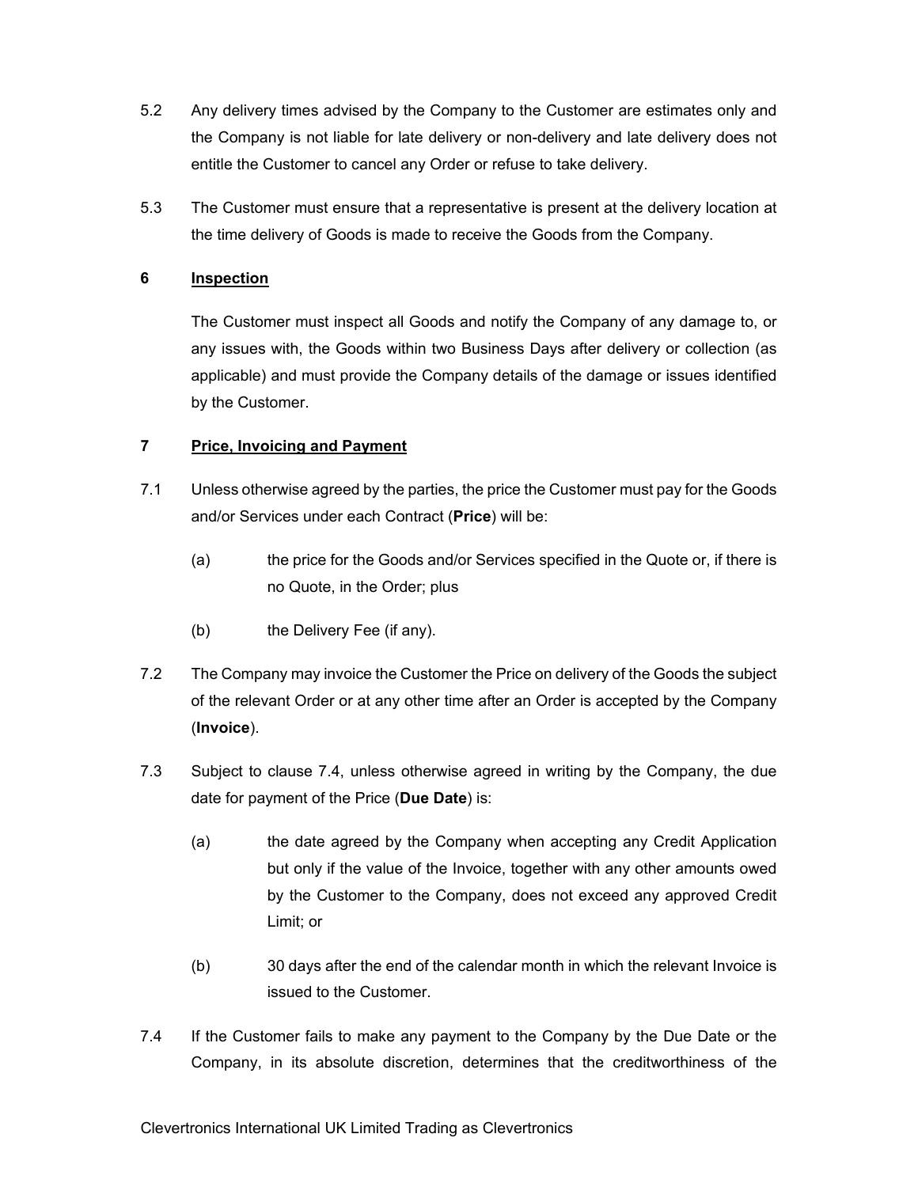5.2 Any delivery times advised by the Company to the Customer are estimates only and the Company is not liable for late delivery or non-delivery and late delivery does not entitle the Customer to cancel any Order or refuse to take delivery.

5.3 The Customer must ensure that a representative is present at the delivery location at the time delivery of Goods is made to receive the Goods from the Company.

## 6 Inspection

The Customer must inspect all Goods and notify the Company of any damage to, or any issues with, the Goods within two Business Days after delivery or collection (as applicable) and must provide the Company details of the damage or issues identified by the Customer.

## 7 Price, Invoicing and Payment

7.1 Unless otherwise agreed by the parties, the price the Customer must pay for the Goods and/or Services under each Contract (**Price**) will be:

(a) the price for the Goods and/or Services specified in the Quote or, if there is no Quote, in the Order; plus

(b) the Delivery Fee (if any).

7.2 The Company may invoice the Customer the Price on delivery of the Goods the subject of the relevant Order or at any other time after an Order is accepted by the Company (**Invoice**).

7.3 Subject to clause 7.4, unless otherwise agreed in writing by the Company, the due date for payment of the Price (**Due Date**) is:

(a) the date agreed by the Company when accepting any Credit Application but only if the value of the Invoice, together with any other amounts owed by the Customer to the Company, does not exceed any approved Credit Limit; or

(b) 30 days after the end of the calendar month in which the relevant Invoice is issued to the Customer.

7.4 If the Customer fails to make any payment to the Company by the Due Date or the Company, in its absolute discretion, determines that the creditworthiness of the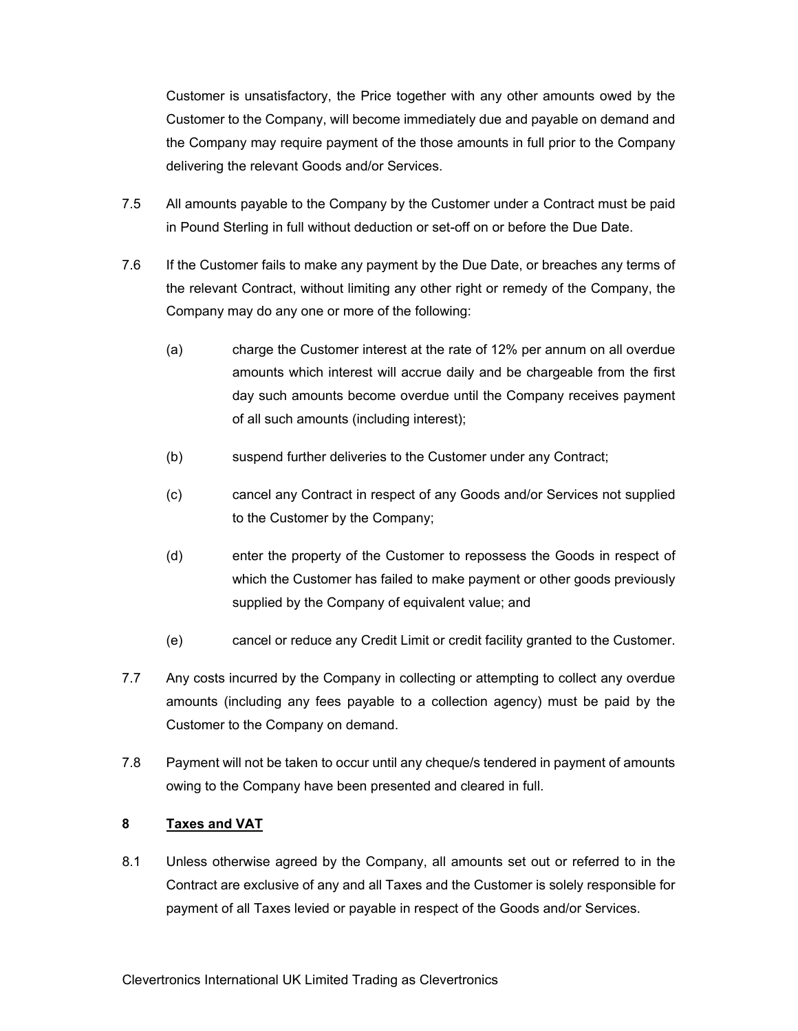Customer is unsatisfactory, the Price together with any other amounts owed by the Customer to the Company, will become immediately due and payable on demand and the Company may require payment of the those amounts in full prior to the Company delivering the relevant Goods and/or Services.

7.5 All amounts payable to the Company by the Customer under a Contract must be paid in Pound Sterling in full without deduction or set-off on or before the Due Date.

7.6 If the Customer fails to make any payment by the Due Date, or breaches any terms of the relevant Contract, without limiting any other right or remedy of the Company, the Company may do any one or more of the following:

(a) charge the Customer interest at the rate of 12% per annum on all overdue amounts which interest will accrue daily and be chargeable from the first day such amounts become overdue until the Company receives payment of all such amounts (including interest);

(b) suspend further deliveries to the Customer under any Contract;

(c) cancel any Contract in respect of any Goods and/or Services not supplied to the Customer by the Company;

(d) enter the property of the Customer to repossess the Goods in respect of which the Customer has failed to make payment or other goods previously supplied by the Company of equivalent value; and

(e) cancel or reduce any Credit Limit or credit facility granted to the Customer.

7.7 Any costs incurred by the Company in collecting or attempting to collect any overdue amounts (including any fees payable to a collection agency) must be paid by the Customer to the Company on demand.

7.8 Payment will not be taken to occur until any cheque/s tendered in payment of amounts owing to the Company have been presented and cleared in full.

## 8 Taxes and VAT

8.1 Unless otherwise agreed by the Company, all amounts set out or referred to in the Contract are exclusive of any and all Taxes and the Customer is solely responsible for payment of all Taxes levied or payable in respect of the Goods and/or Services.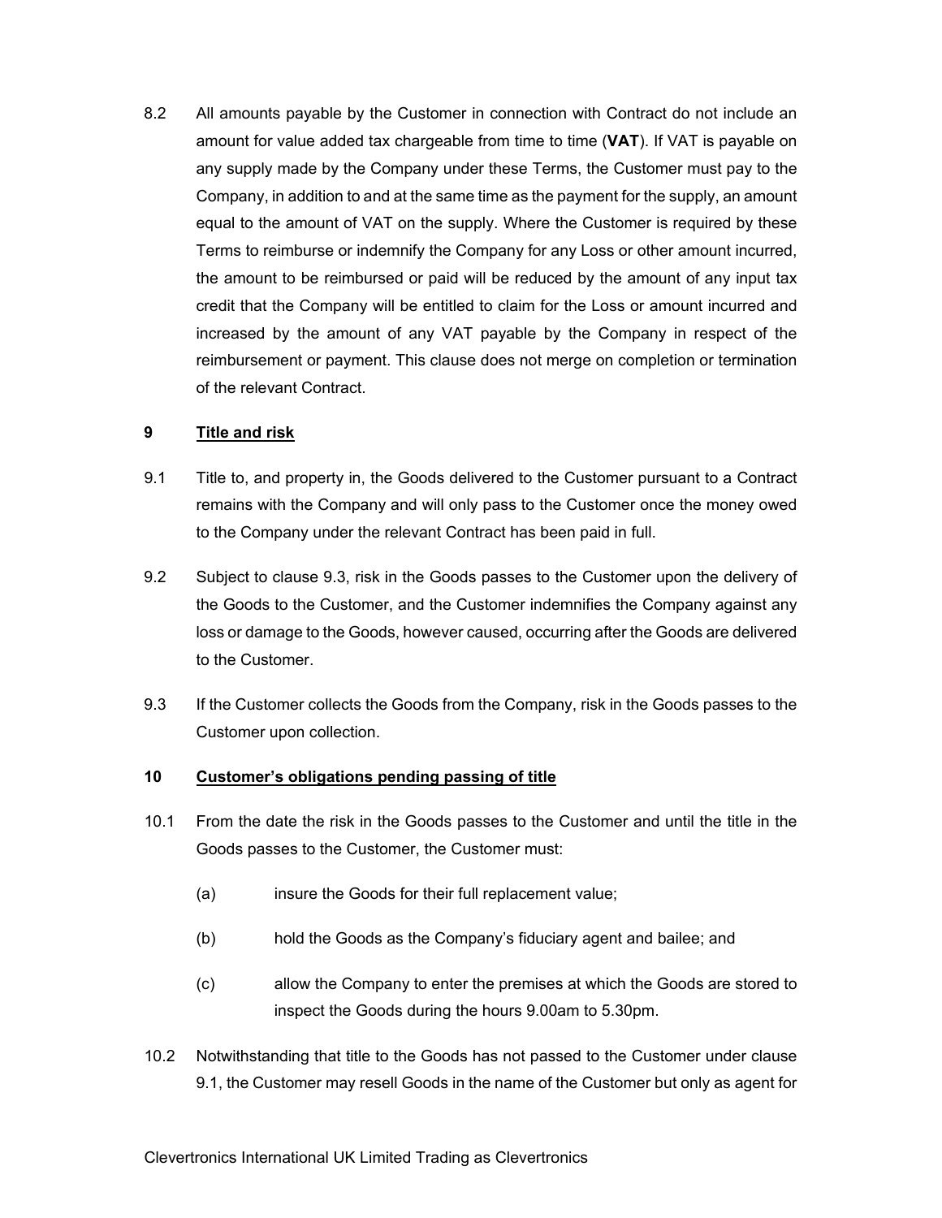8.2 All amounts payable by the Customer in connection with Contract do not include an amount for value added tax chargeable from time to time (**VAT**). If VAT is payable on any supply made by the Company under these Terms, the Customer must pay to the Company, in addition to and at the same time as the payment for the supply, an amount equal to the amount of VAT on the supply. Where the Customer is required by these Terms to reimburse or indemnify the Company for any Loss or other amount incurred, the amount to be reimbursed or paid will be reduced by the amount of any input tax credit that the Company will be entitled to claim for the Loss or amount incurred and increased by the amount of any VAT payable by the Company in respect of the reimbursement or payment. This clause does not merge on completion or termination of the relevant Contract.

## 9 Title and risk

9.1 Title to, and property in, the Goods delivered to the Customer pursuant to a Contract remains with the Company and will only pass to the Customer once the money owed to the Company under the relevant Contract has been paid in full.

9.2 Subject to clause 9.3, risk in the Goods passes to the Customer upon the delivery of the Goods to the Customer, and the Customer indemnifies the Company against any loss or damage to the Goods, however caused, occurring after the Goods are delivered to the Customer.

9.3 If the Customer collects the Goods from the Company, risk in the Goods passes to the Customer upon collection.

## 10 Customer's obligations pending passing of title

10.1 From the date the risk in the Goods passes to the Customer and until the title in the Goods passes to the Customer, the Customer must:

(a) insure the Goods for their full replacement value;

(b) hold the Goods as the Company's fiduciary agent and bailee; and

(c) allow the Company to enter the premises at which the Goods are stored to inspect the Goods during the hours 9.00am to 5.30pm.

10.2 Notwithstanding that title to the Goods has not passed to the Customer under clause 9.1, the Customer may resell Goods in the name of the Customer but only as agent for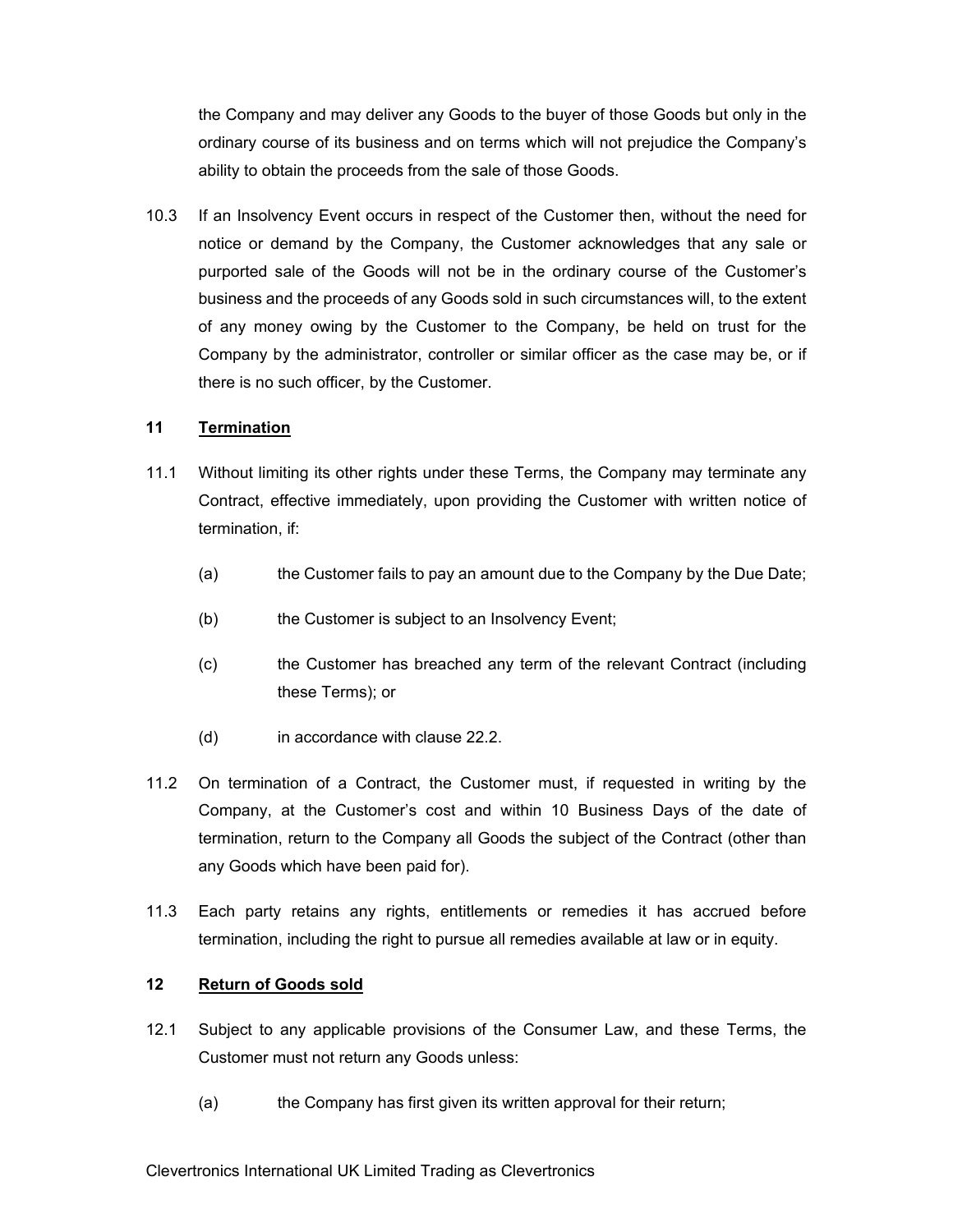the Company and may deliver any Goods to the buyer of those Goods but only in the ordinary course of its business and on terms which will not prejudice the Company's ability to obtain the proceeds from the sale of those Goods.

10.3 If an Insolvency Event occurs in respect of the Customer then, without the need for notice or demand by the Company, the Customer acknowledges that any sale or purported sale of the Goods will not be in the ordinary course of the Customer's business and the proceeds of any Goods sold in such circumstances will, to the extent of any money owing by the Customer to the Company, be held on trust for the Company by the administrator, controller or similar officer as the case may be, or if there is no such officer, by the Customer.

## 11 Termination

11.1 Without limiting its other rights under these Terms, the Company may terminate any Contract, effective immediately, upon providing the Customer with written notice of termination, if:

(a) the Customer fails to pay an amount due to the Company by the Due Date;

(b) the Customer is subject to an Insolvency Event;

(c) the Customer has breached any term of the relevant Contract (including these Terms); or

(d) in accordance with clause 22.2.

11.2 On termination of a Contract, the Customer must, if requested in writing by the Company, at the Customer's cost and within 10 Business Days of the date of termination, return to the Company all Goods the subject of the Contract (other than any Goods which have been paid for).

11.3 Each party retains any rights, entitlements or remedies it has accrued before termination, including the right to pursue all remedies available at law or in equity.

## 12 Return of Goods sold

12.1 Subject to any applicable provisions of the Consumer Law, and these Terms, the Customer must not return any Goods unless:

(a) the Company has first given its written approval for their return;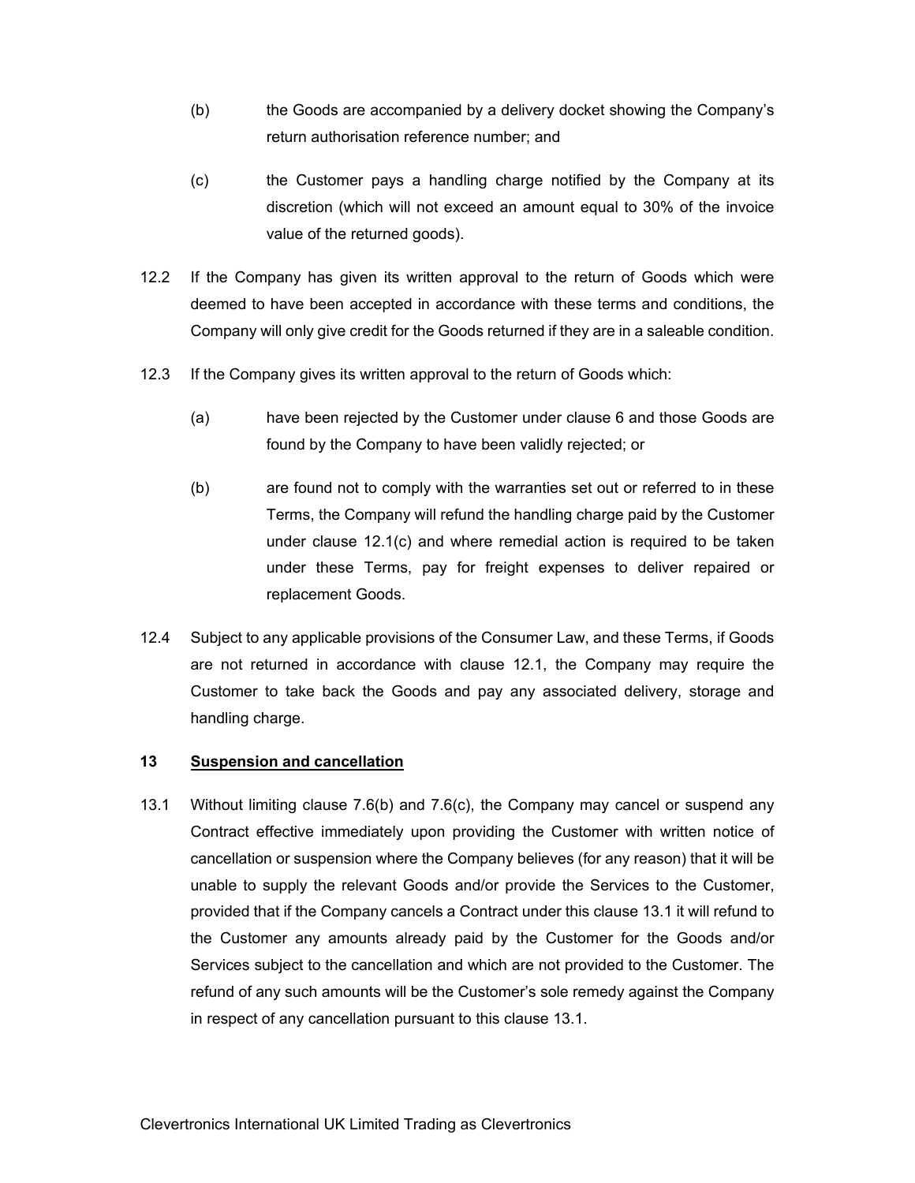(b) the Goods are accompanied by a delivery docket showing the Company's return authorisation reference number; and

(c) the Customer pays a handling charge notified by the Company at its discretion (which will not exceed an amount equal to 30% of the invoice value of the returned goods).

12.2 If the Company has given its written approval to the return of Goods which were deemed to have been accepted in accordance with these terms and conditions, the Company will only give credit for the Goods returned if they are in a saleable condition.

12.3 If the Company gives its written approval to the return of Goods which:

(a) have been rejected by the Customer under clause 6 and those Goods are found by the Company to have been validly rejected; or

(b) are found not to comply with the warranties set out or referred to in these Terms, the Company will refund the handling charge paid by the Customer under clause 12.1(c) and where remedial action is required to be taken under these Terms, pay for freight expenses to deliver repaired or replacement Goods.

12.4 Subject to any applicable provisions of the Consumer Law, and these Terms, if Goods are not returned in accordance with clause 12.1, the Company may require the Customer to take back the Goods and pay any associated delivery, storage and handling charge.

## 13 Suspension and cancellation

13.1 Without limiting clause 7.6(b) and 7.6(c), the Company may cancel or suspend any Contract effective immediately upon providing the Customer with written notice of cancellation or suspension where the Company believes (for any reason) that it will be unable to supply the relevant Goods and/or provide the Services to the Customer, provided that if the Company cancels a Contract under this clause 13.1 it will refund to the Customer any amounts already paid by the Customer for the Goods and/or Services subject to the cancellation and which are not provided to the Customer. The refund of any such amounts will be the Customer's sole remedy against the Company in respect of any cancellation pursuant to this clause 13.1.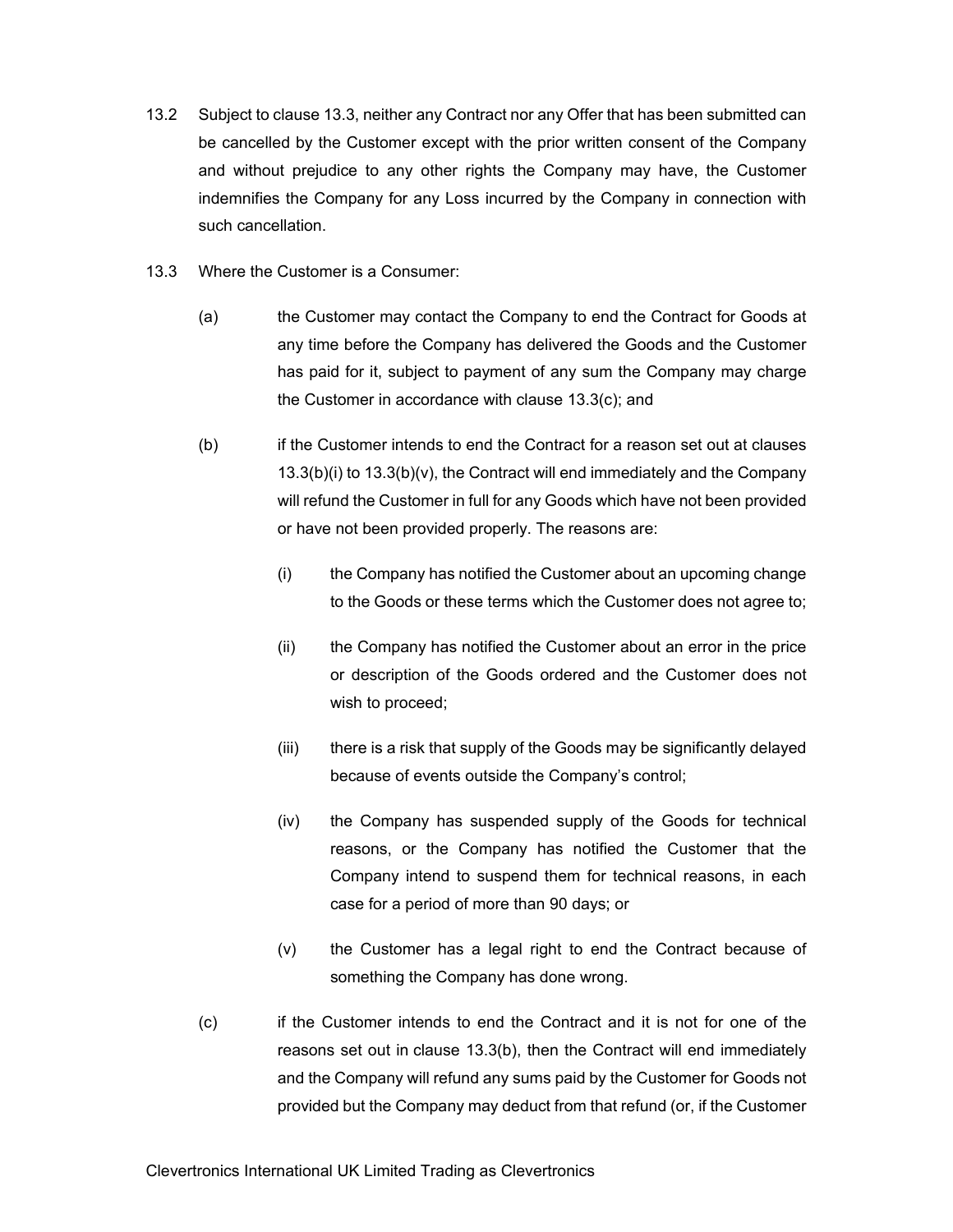13.2 Subject to clause 13.3, neither any Contract nor any Offer that has been submitted can be cancelled by the Customer except with the prior written consent of the Company and without prejudice to any other rights the Company may have, the Customer indemnifies the Company for any Loss incurred by the Company in connection with such cancellation.

13.3 Where the Customer is a Consumer:

(a) the Customer may contact the Company to end the Contract for Goods at any time before the Company has delivered the Goods and the Customer has paid for it, subject to payment of any sum the Company may charge the Customer in accordance with clause 13.3(c); and

(b) if the Customer intends to end the Contract for a reason set out at clauses 13.3(b)(i) to 13.3(b)(v), the Contract will end immediately and the Company will refund the Customer in full for any Goods which have not been provided or have not been provided properly. The reasons are:

(i) the Company has notified the Customer about an upcoming change to the Goods or these terms which the Customer does not agree to;

(ii) the Company has notified the Customer about an error in the price or description of the Goods ordered and the Customer does not wish to proceed;

(iii) there is a risk that supply of the Goods may be significantly delayed because of events outside the Company's control;

(iv) the Company has suspended supply of the Goods for technical reasons, or the Company has notified the Customer that the Company intend to suspend them for technical reasons, in each case for a period of more than 90 days; or

(v) the Customer has a legal right to end the Contract because of something the Company has done wrong.

(c) if the Customer intends to end the Contract and it is not for one of the reasons set out in clause 13.3(b), then the Contract will end immediately and the Company will refund any sums paid by the Customer for Goods not provided but the Company may deduct from that refund (or, if the Customer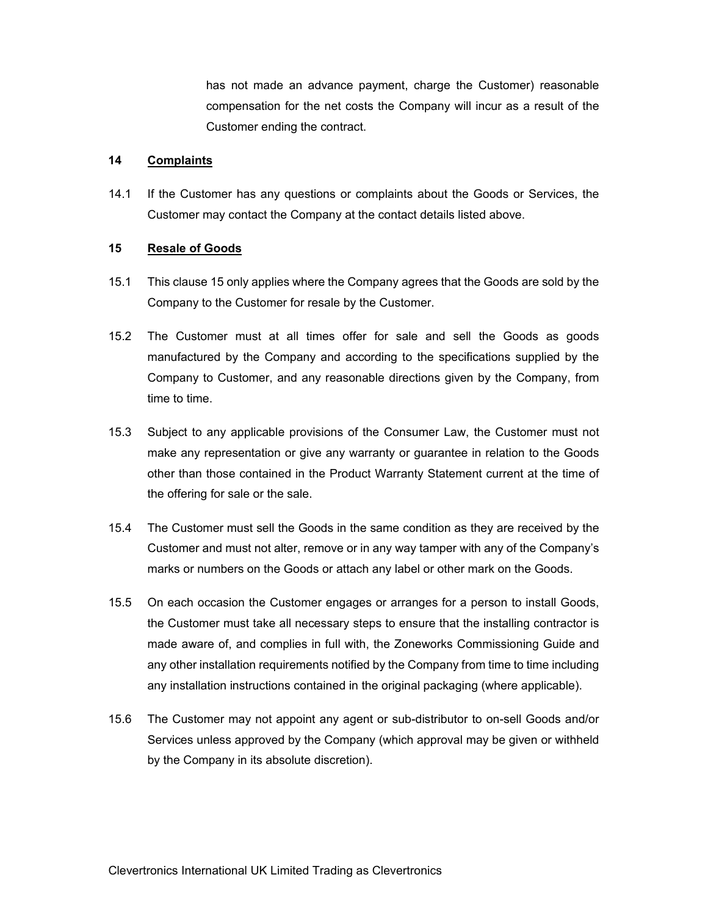has not made an advance payment, charge the Customer) reasonable compensation for the net costs the Company will incur as a result of the Customer ending the contract.

## 14 Complaints

14.1 If the Customer has any questions or complaints about the Goods or Services, the Customer may contact the Company at the contact details listed above.

## 15 Resale of Goods

15.1 This clause 15 only applies where the Company agrees that the Goods are sold by the Company to the Customer for resale by the Customer.

15.2 The Customer must at all times offer for sale and sell the Goods as goods manufactured by the Company and according to the specifications supplied by the Company to Customer, and any reasonable directions given by the Company, from time to time.

15.3 Subject to any applicable provisions of the Consumer Law, the Customer must not make any representation or give any warranty or guarantee in relation to the Goods other than those contained in the Product Warranty Statement current at the time of the offering for sale or the sale.

15.4 The Customer must sell the Goods in the same condition as they are received by the Customer and must not alter, remove or in any way tamper with any of the Company's marks or numbers on the Goods or attach any label or other mark on the Goods.

15.5 On each occasion the Customer engages or arranges for a person to install Goods, the Customer must take all necessary steps to ensure that the installing contractor is made aware of, and complies in full with, the Zoneworks Commissioning Guide and any other installation requirements notified by the Company from time to time including any installation instructions contained in the original packaging (where applicable).

15.6 The Customer may not appoint any agent or sub-distributor to on-sell Goods and/or Services unless approved by the Company (which approval may be given or withheld by the Company in its absolute discretion).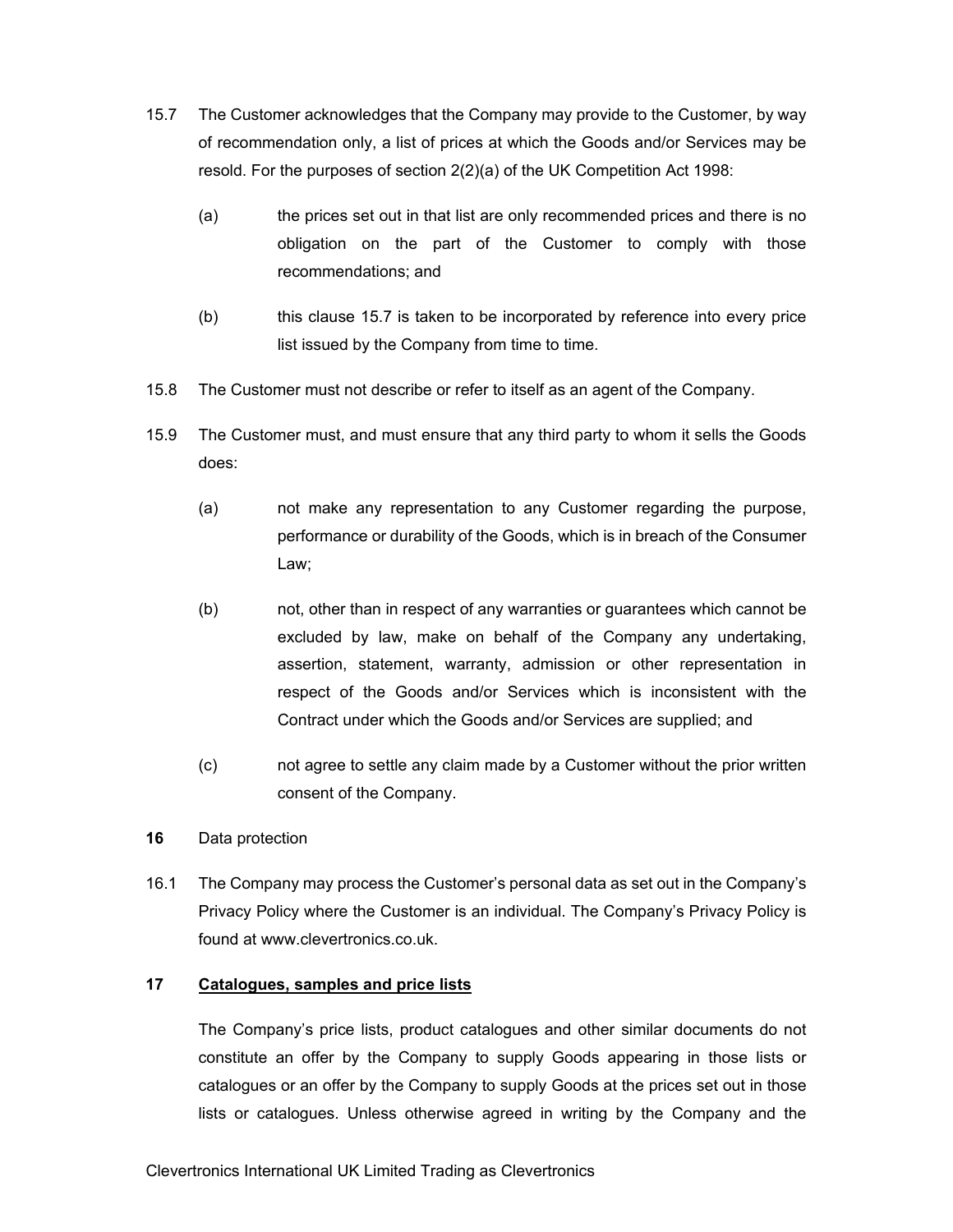15.7 The Customer acknowledges that the Company may provide to the Customer, by way of recommendation only, a list of prices at which the Goods and/or Services may be resold. For the purposes of section 2(2)(a) of the UK Competition Act 1998:

(a) the prices set out in that list are only recommended prices and there is no obligation on the part of the Customer to comply with those recommendations; and

(b) this clause 15.7 is taken to be incorporated by reference into every price list issued by the Company from time to time.

15.8 The Customer must not describe or refer to itself as an agent of the Company.

15.9 The Customer must, and must ensure that any third party to whom it sells the Goods does:

(a) not make any representation to any Customer regarding the purpose, performance or durability of the Goods, which is in breach of the Consumer Law;

(b) not, other than in respect of any warranties or guarantees which cannot be excluded by law, make on behalf of the Company any undertaking, assertion, statement, warranty, admission or other representation in respect of the Goods and/or Services which is inconsistent with the Contract under which the Goods and/or Services are supplied; and

(c) not agree to settle any claim made by a Customer without the prior written consent of the Company.

**16** Data protection

16.1 The Company may process the Customer's personal data as set out in the Company's Privacy Policy where the Customer is an individual. The Company's Privacy Policy is found at www.clevertronics.co.uk.

## 17 Catalogues, samples and price lists

The Company's price lists, product catalogues and other similar documents do not constitute an offer by the Company to supply Goods appearing in those lists or catalogues or an offer by the Company to supply Goods at the prices set out in those lists or catalogues. Unless otherwise agreed in writing by the Company and the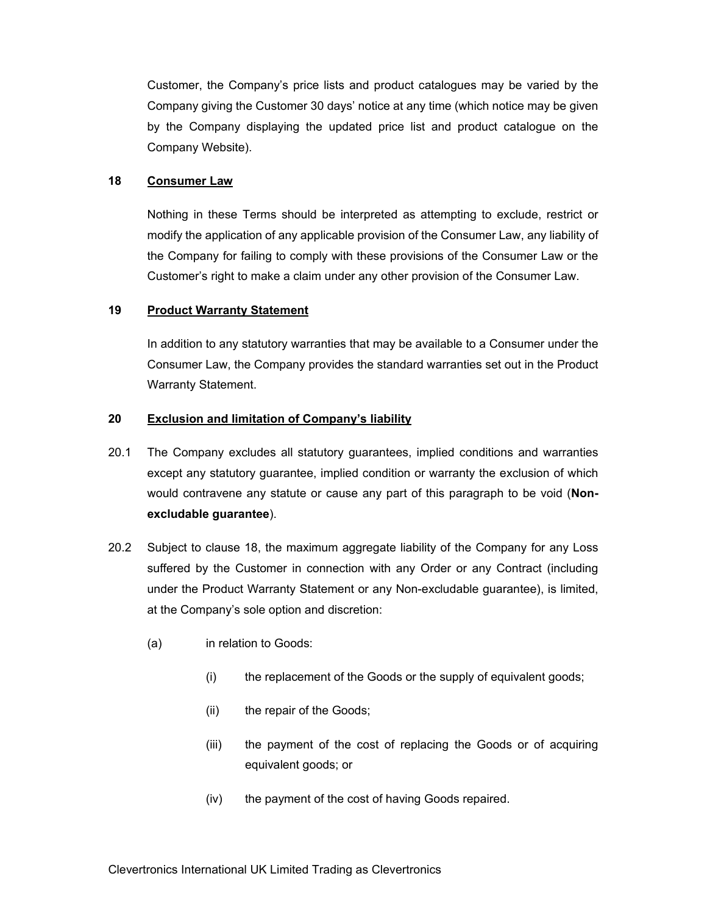Customer, the Company's price lists and product catalogues may be varied by the Company giving the Customer 30 days' notice at any time (which notice may be given by the Company displaying the updated price list and product catalogue on the Company Website).

## 18 Consumer Law

Nothing in these Terms should be interpreted as attempting to exclude, restrict or modify the application of any applicable provision of the Consumer Law, any liability of the Company for failing to comply with these provisions of the Consumer Law or the Customer's right to make a claim under any other provision of the Consumer Law.

## 19 Product Warranty Statement

In addition to any statutory warranties that may be available to a Consumer under the Consumer Law, the Company provides the standard warranties set out in the Product Warranty Statement.

## 20 Exclusion and limitation of Company's liability

20.1 The Company excludes all statutory guarantees, implied conditions and warranties except any statutory guarantee, implied condition or warranty the exclusion of which would contravene any statute or cause any part of this paragraph to be void (**Non-excludable guarantee**).

20.2 Subject to clause 18, the maximum aggregate liability of the Company for any Loss suffered by the Customer in connection with any Order or any Contract (including under the Product Warranty Statement or any Non-excludable guarantee), is limited, at the Company's sole option and discretion:

(a) in relation to Goods:

(i) the replacement of the Goods or the supply of equivalent goods;

(ii) the repair of the Goods;

(iii) the payment of the cost of replacing the Goods or of acquiring equivalent goods; or

(iv) the payment of the cost of having Goods repaired.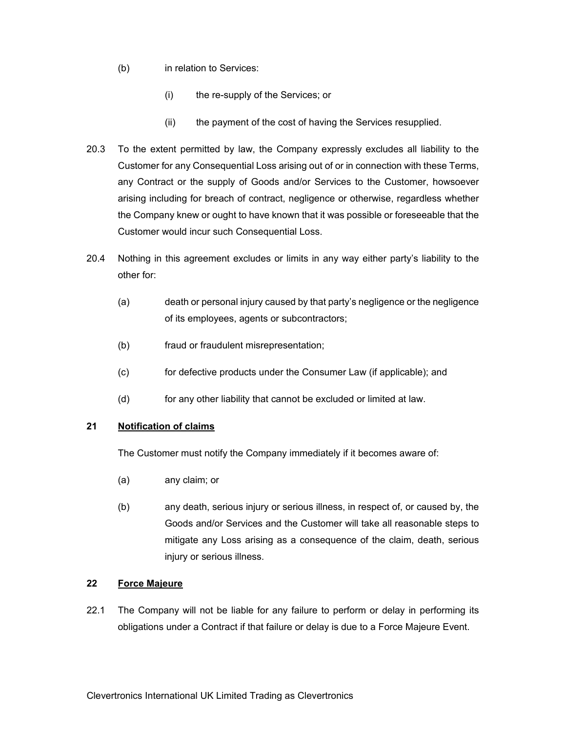(b) in relation to Services:

  (i) the re-supply of the Services; or

  (ii) the payment of the cost of having the Services resupplied.

20.3 To the extent permitted by law, the Company expressly excludes all liability to the Customer for any Consequential Loss arising out of or in connection with these Terms, any Contract or the supply of Goods and/or Services to the Customer, howsoever arising including for breach of contract, negligence or otherwise, regardless whether the Company knew or ought to have known that it was possible or foreseeable that the Customer would incur such Consequential Loss.

20.4 Nothing in this agreement excludes or limits in any way either party's liability to the other for:

(a) death or personal injury caused by that party's negligence or the negligence of its employees, agents or subcontractors;

(b) fraud or fraudulent misrepresentation;

(c) for defective products under the Consumer Law (if applicable); and

(d) for any other liability that cannot be excluded or limited at law.

## 21 Notification of claims

The Customer must notify the Company immediately if it becomes aware of:

(a) any claim; or

(b) any death, serious injury or serious illness, in respect of, or caused by, the Goods and/or Services and the Customer will take all reasonable steps to mitigate any Loss arising as a consequence of the claim, death, serious injury or serious illness.

## 22 Force Majeure

22.1 The Company will not be liable for any failure to perform or delay in performing its obligations under a Contract if that failure or delay is due to a Force Majeure Event.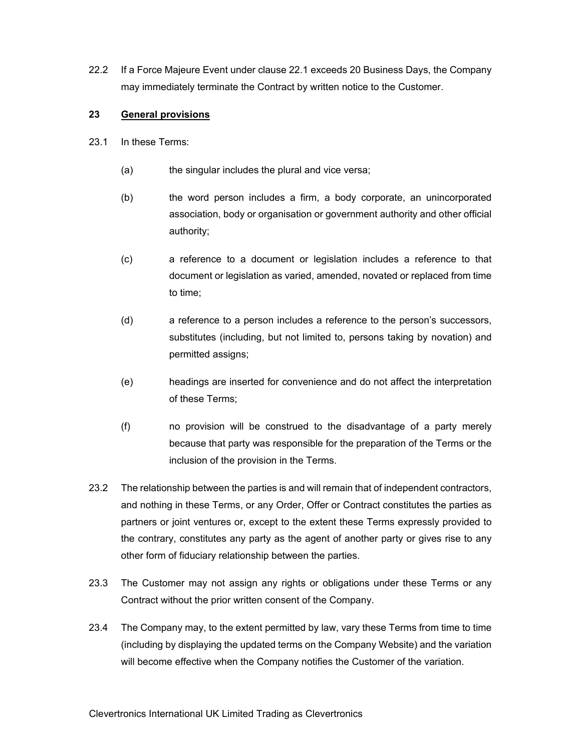22.2 If a Force Majeure Event under clause 22.1 exceeds 20 Business Days, the Company may immediately terminate the Contract by written notice to the Customer.

## 23 General provisions

23.1 In these Terms:

(a) the singular includes the plural and vice versa;

(b) the word person includes a firm, a body corporate, an unincorporated association, body or organisation or government authority and other official authority;

(c) a reference to a document or legislation includes a reference to that document or legislation as varied, amended, novated or replaced from time to time;

(d) a reference to a person includes a reference to the person's successors, substitutes (including, but not limited to, persons taking by novation) and permitted assigns;

(e) headings are inserted for convenience and do not affect the interpretation of these Terms;

(f) no provision will be construed to the disadvantage of a party merely because that party was responsible for the preparation of the Terms or the inclusion of the provision in the Terms.

23.2 The relationship between the parties is and will remain that of independent contractors, and nothing in these Terms, or any Order, Offer or Contract constitutes the parties as partners or joint ventures or, except to the extent these Terms expressly provided to the contrary, constitutes any party as the agent of another party or gives rise to any other form of fiduciary relationship between the parties.

23.3 The Customer may not assign any rights or obligations under these Terms or any Contract without the prior written consent of the Company.

23.4 The Company may, to the extent permitted by law, vary these Terms from time to time (including by displaying the updated terms on the Company Website) and the variation will become effective when the Company notifies the Customer of the variation.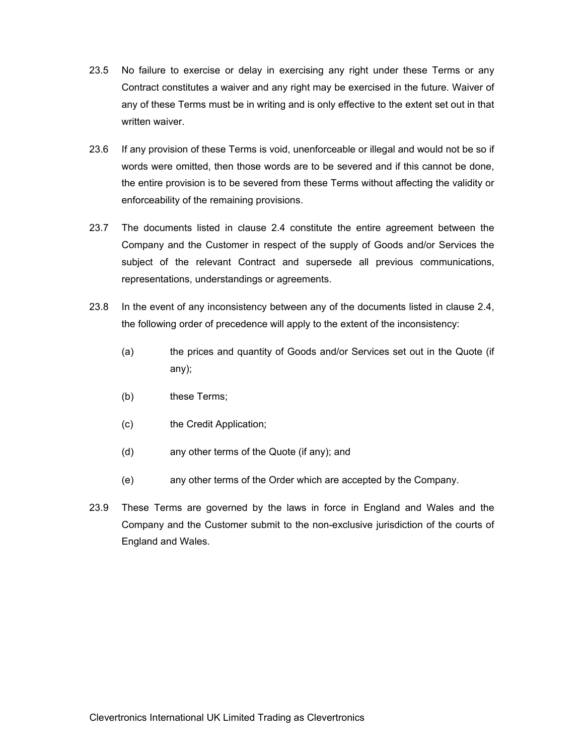23.5 No failure to exercise or delay in exercising any right under these Terms or any Contract constitutes a waiver and any right may be exercised in the future. Waiver of any of these Terms must be in writing and is only effective to the extent set out in that written waiver.

23.6 If any provision of these Terms is void, unenforceable or illegal and would not be so if words were omitted, then those words are to be severed and if this cannot be done, the entire provision is to be severed from these Terms without affecting the validity or enforceability of the remaining provisions.

23.7 The documents listed in clause 2.4 constitute the entire agreement between the Company and the Customer in respect of the supply of Goods and/or Services the subject of the relevant Contract and supersede all previous communications, representations, understandings or agreements.

23.8 In the event of any inconsistency between any of the documents listed in clause 2.4, the following order of precedence will apply to the extent of the inconsistency:

(a) the prices and quantity of Goods and/or Services set out in the Quote (if any);

(b) these Terms;

(c) the Credit Application;

(d) any other terms of the Quote (if any); and

(e) any other terms of the Order which are accepted by the Company.

23.9 These Terms are governed by the laws in force in England and Wales and the Company and the Customer submit to the non-exclusive jurisdiction of the courts of England and Wales.